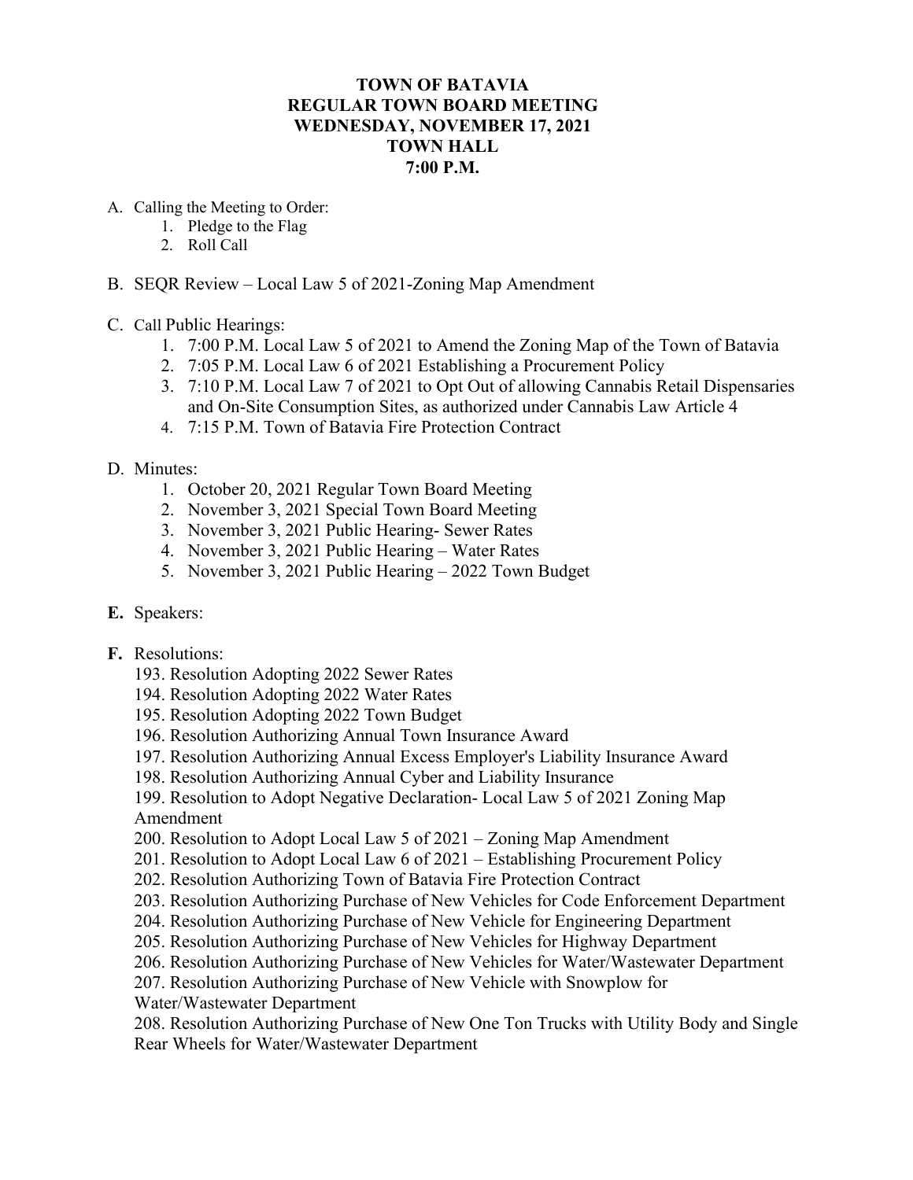# TOWN OF BATAVIA
## REGULAR TOWN BOARD MEETING
## WEDNESDAY, NOVEMBER 17, 2021
## TOWN HALL
## 7:00 P.M.

A. Calling the Meeting to Order:
   1. Pledge to the Flag
   2. Roll Call

B. SEQR Review – Local Law 5 of 2021-Zoning Map Amendment

C. Call Public Hearings:
   1. 7:00 P.M. Local Law 5 of 2021 to Amend the Zoning Map of the Town of Batavia
   2. 7:05 P.M. Local Law 6 of 2021 Establishing a Procurement Policy
   3. 7:10 P.M. Local Law 7 of 2021 to Opt Out of allowing Cannabis Retail Dispensaries and On-Site Consumption Sites, as authorized under Cannabis Law Article 4
   4. 7:15 P.M. Town of Batavia Fire Protection Contract

D. Minutes:
   1. October 20, 2021 Regular Town Board Meeting
   2. November 3, 2021 Special Town Board Meeting
   3. November 3, 2021 Public Hearing- Sewer Rates
   4. November 3, 2021 Public Hearing – Water Rates
   5. November 3, 2021 Public Hearing – 2022 Town Budget

**E.** Speakers:

**F.** Resolutions:

193. Resolution Adopting 2022 Sewer Rates
194. Resolution Adopting 2022 Water Rates
195. Resolution Adopting 2022 Town Budget
196. Resolution Authorizing Annual Town Insurance Award
197. Resolution Authorizing Annual Excess Employer's Liability Insurance Award
198. Resolution Authorizing Annual Cyber and Liability Insurance
199. Resolution to Adopt Negative Declaration- Local Law 5 of 2021 Zoning Map Amendment
200. Resolution to Adopt Local Law 5 of 2021 – Zoning Map Amendment
201. Resolution to Adopt Local Law 6 of 2021 – Establishing Procurement Policy
202. Resolution Authorizing Town of Batavia Fire Protection Contract
203. Resolution Authorizing Purchase of New Vehicles for Code Enforcement Department
204. Resolution Authorizing Purchase of New Vehicle for Engineering Department
205. Resolution Authorizing Purchase of New Vehicles for Highway Department
206. Resolution Authorizing Purchase of New Vehicles for Water/Wastewater Department
207. Resolution Authorizing Purchase of New Vehicle with Snowplow for Water/Wastewater Department
208. Resolution Authorizing Purchase of New One Ton Trucks with Utility Body and Single Rear Wheels for Water/Wastewater Department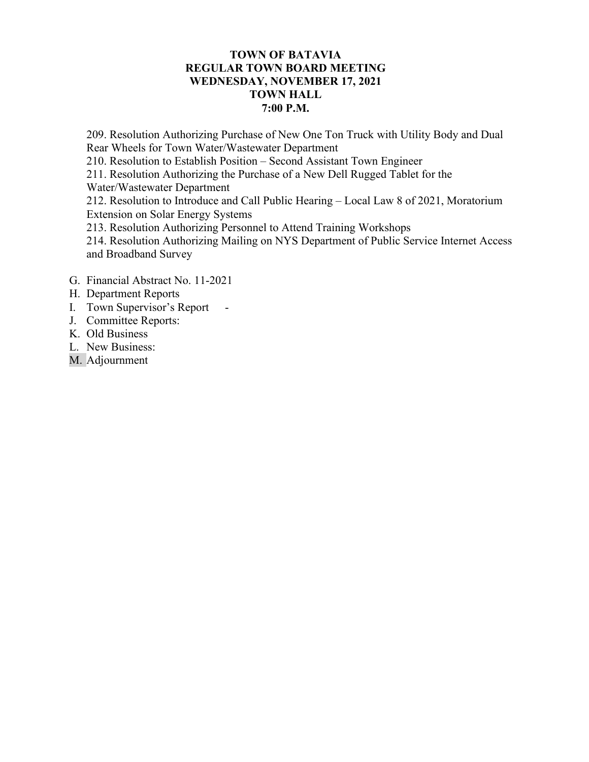**TOWN OF BATAVIA**
**REGULAR TOWN BOARD MEETING**
**WEDNESDAY, NOVEMBER 17, 2021**
**TOWN HALL**
**7:00 P.M.**

209. Resolution Authorizing Purchase of New One Ton Truck with Utility Body and Dual Rear Wheels for Town Water/Wastewater Department
210. Resolution to Establish Position – Second Assistant Town Engineer
211. Resolution Authorizing the Purchase of a New Dell Rugged Tablet for the Water/Wastewater Department
212. Resolution to Introduce and Call Public Hearing – Local Law 8 of 2021, Moratorium Extension on Solar Energy Systems
213. Resolution Authorizing Personnel to Attend Training Workshops
214. Resolution Authorizing Mailing on NYS Department of Public Service Internet Access and Broadband Survey

G. Financial Abstract No. 11-2021
H. Department Reports
I. Town Supervisor's Report -
J. Committee Reports:
K. Old Business
L. New Business:
M. Adjournment